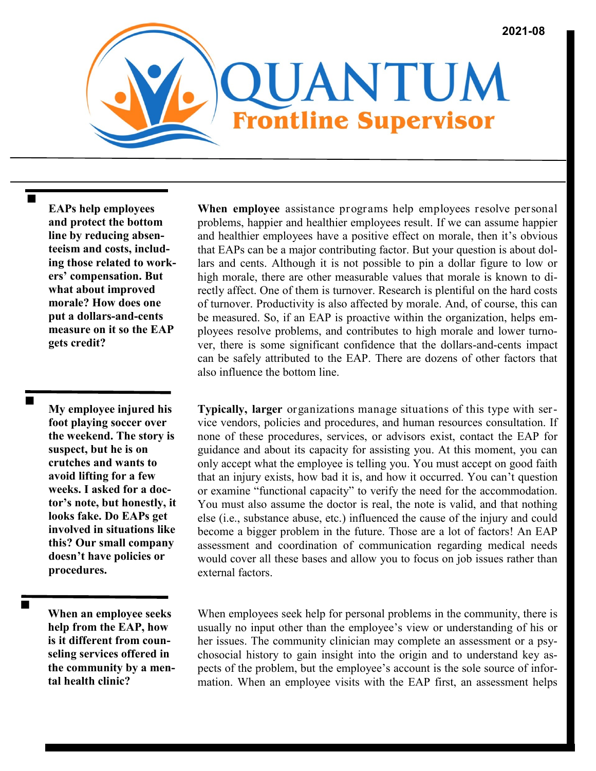2021-08

# QUANTUM
## Frontline Supervisor

**EAPs help employees and protect the bottom line by reducing absenteeism and costs, including those related to workers' compensation. But what about improved morale? How does one put a dollars-and-cents measure on it so the EAP gets credit?**

**When employee** assistance programs help employees resolve personal problems, happier and healthier employees result. If we can assume happier and healthier employees have a positive effect on morale, then it's obvious that EAPs can be a major contributing factor. But your question is about dollars and cents. Although it is not possible to pin a dollar figure to low or high morale, there are other measurable values that morale is known to directly affect. One of them is turnover. Research is plentiful on the hard costs of turnover. Productivity is also affected by morale. And, of course, this can be measured. So, if an EAP is proactive within the organization, helps employees resolve problems, and contributes to high morale and lower turnover, there is some significant confidence that the dollars-and-cents impact can be safely attributed to the EAP. There are dozens of other factors that also influence the bottom line.

**My employee injured his foot playing soccer over the weekend. The story is suspect, but he is on crutches and wants to avoid lifting for a few weeks. I asked for a doctor's note, but honestly, it looks fake. Do EAPs get involved in situations like this? Our small company doesn't have policies or procedures.**

**Typically, larger** organizations manage situations of this type with service vendors, policies and procedures, and human resources consultation. If none of these procedures, services, or advisors exist, contact the EAP for guidance and about its capacity for assisting you. At this moment, you can only accept what the employee is telling you. You must accept on good faith that an injury exists, how bad it is, and how it occurred. You can't question or examine "functional capacity" to verify the need for the accommodation. You must also assume the doctor is real, the note is valid, and that nothing else (i.e., substance abuse, etc.) influenced the cause of the injury and could become a bigger problem in the future. Those are a lot of factors! An EAP assessment and coordination of communication regarding medical needs would cover all these bases and allow you to focus on job issues rather than external factors.

**When an employee seeks help from the EAP, how is it different from counseling services offered in the community by a mental health clinic?**

When employees seek help for personal problems in the community, there is usually no input other than the employee's view or understanding of his or her issues. The community clinician may complete an assessment or a psychosocial history to gain insight into the origin and to understand key aspects of the problem, but the employee's account is the sole source of information. When an employee visits with the EAP first, an assessment helps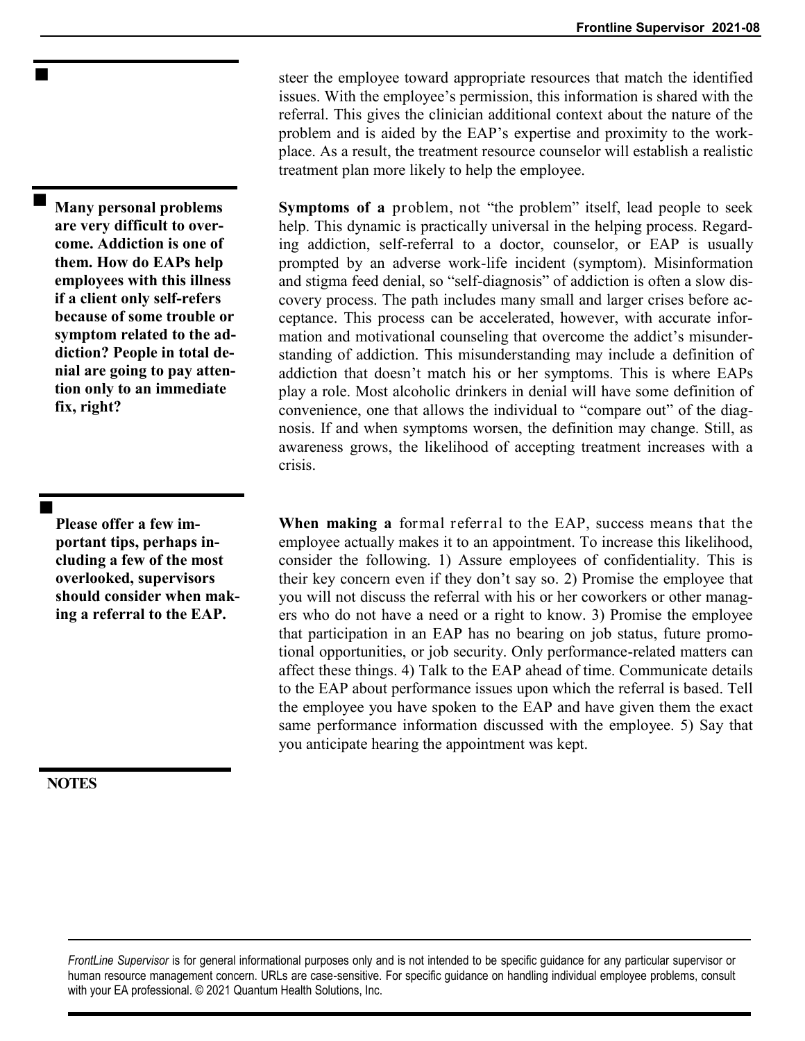steer the employee toward appropriate resources that match the identified issues. With the employee's permission, this information is shared with the referral. This gives the clinician additional context about the nature of the problem and is aided by the EAP's expertise and proximity to the workplace. As a result, the treatment resource counselor will establish a realistic treatment plan more likely to help the employee.

**Many personal problems are very difficult to overcome. Addiction is one of them. How do EAPs help employees with this illness if a client only self-refers because of some trouble or symptom related to the addiction? People in total denial are going to pay attention only to an immediate fix, right?**

**Symptoms of a** problem, not "the problem" itself, lead people to seek help. This dynamic is practically universal in the helping process. Regarding addiction, self-referral to a doctor, counselor, or EAP is usually prompted by an adverse work-life incident (symptom). Misinformation and stigma feed denial, so "self-diagnosis" of addiction is often a slow discovery process. The path includes many small and larger crises before acceptance. This process can be accelerated, however, with accurate information and motivational counseling that overcome the addict's misunderstanding of addiction. This misunderstanding may include a definition of addiction that doesn't match his or her symptoms. This is where EAPs play a role. Most alcoholic drinkers in denial will have some definition of convenience, one that allows the individual to "compare out" of the diagnosis. If and when symptoms worsen, the definition may change. Still, as awareness grows, the likelihood of accepting treatment increases with a crisis.

**Please offer a few important tips, perhaps including a few of the most overlooked, supervisors should consider when making a referral to the EAP.**

**When making a** formal referral to the EAP, success means that the employee actually makes it to an appointment. To increase this likelihood, consider the following. 1) Assure employees of confidentiality. This is their key concern even if they don't say so. 2) Promise the employee that you will not discuss the referral with his or her coworkers or other managers who do not have a need or a right to know. 3) Promise the employee that participation in an EAP has no bearing on job status, future promotional opportunities, or job security. Only performance-related matters can affect these things. 4) Talk to the EAP ahead of time. Communicate details to the EAP about performance issues upon which the referral is based. Tell the employee you have spoken to the EAP and have given them the exact same performance information discussed with the employee. 5) Say that you anticipate hearing the appointment was kept.

**NOTES**

*FrontLine Supervisor* is for general informational purposes only and is not intended to be specific guidance for any particular supervisor or human resource management concern. URLs are case-sensitive. For specific guidance on handling individual employee problems, consult with your EA professional. © 2021 Quantum Health Solutions, Inc.